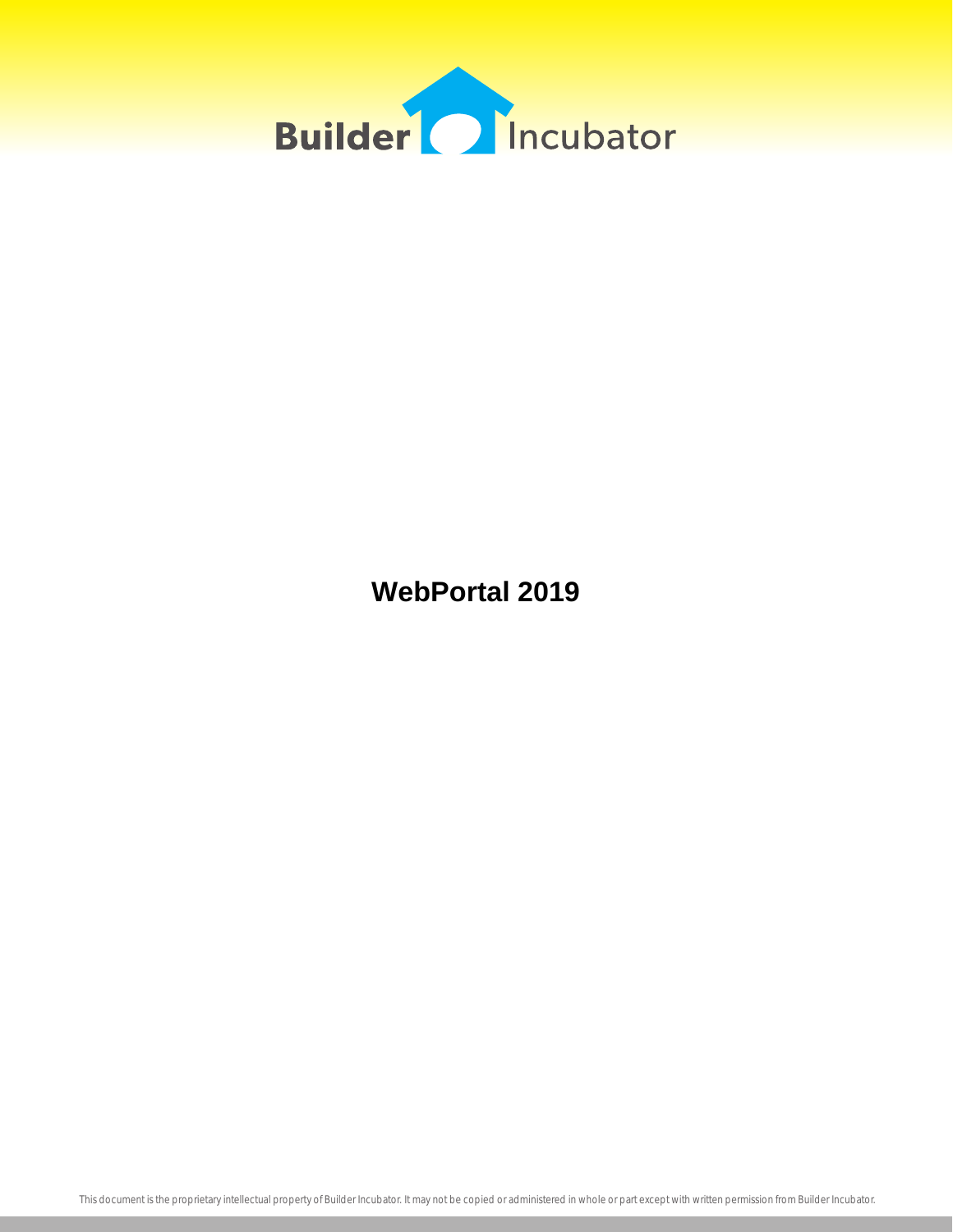Builder Incubator

# WebPortal 2019

This document is the proprietary intellectual property of Builder Incubator. It may not be copied or administered in whole or part except with written permission from Builder Incubator.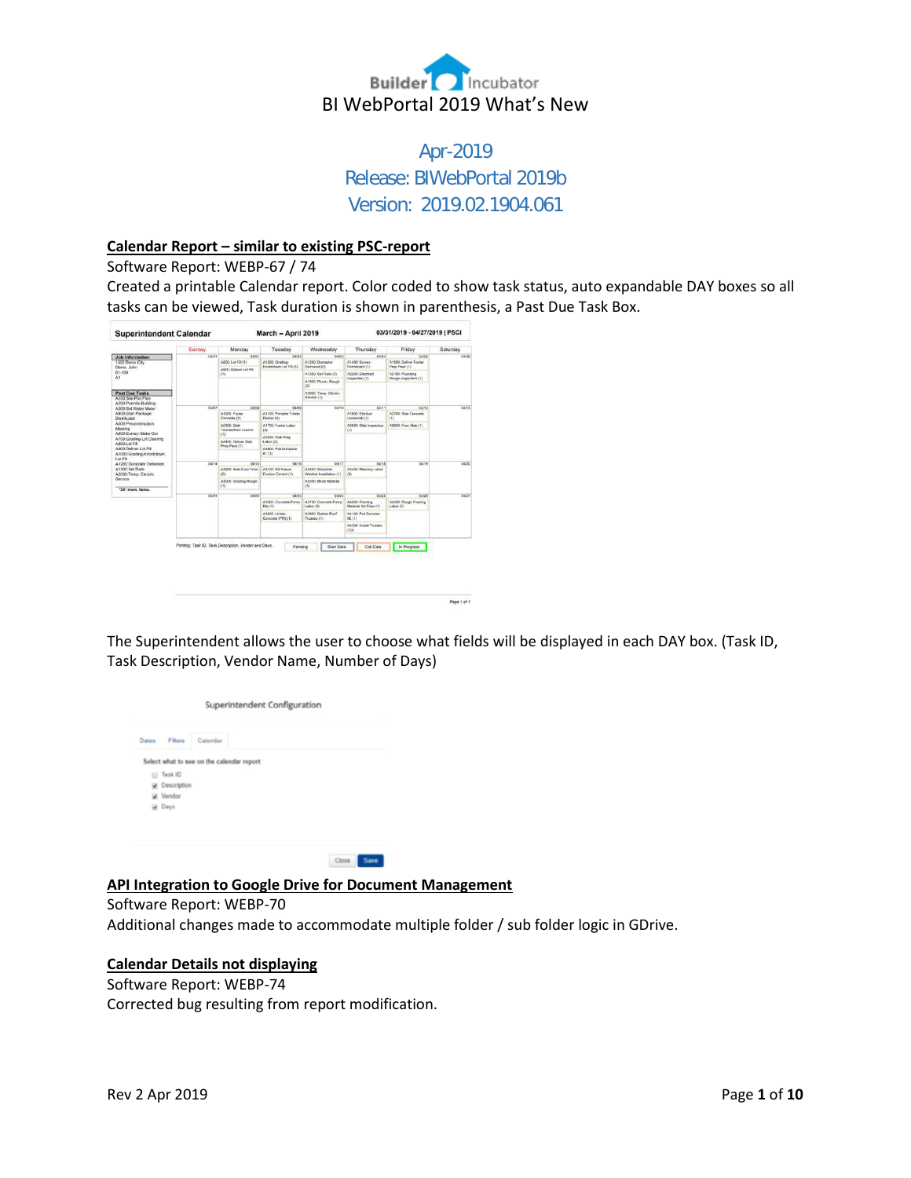# BI WebPortal 2019 What's New

## Apr-2019
## Release: BIWebPortal 2019b
## Version: 2019.02.1904.061

**Calendar Report – similar to existing PSC-report**

Software Report: WEBP-67 / 74

Created a printable Calendar report. Color coded to show task status, auto expandable DAY boxes so all tasks can be viewed, Task duration is shown in parenthesis, a Past Due Task Box.

The Superintendent allows the user to choose what fields will be displayed in each DAY box. (Task ID, Task Description, Vendor Name, Number of Days)

**API Integration to Google Drive for Document Management**

Software Report: WEBP-70

Additional changes made to accommodate multiple folder / sub folder logic in GDrive.

**Calendar Details not displaying**

Software Report: WEBP-74

Corrected bug resulting from report modification.

Rev 2 Apr 2019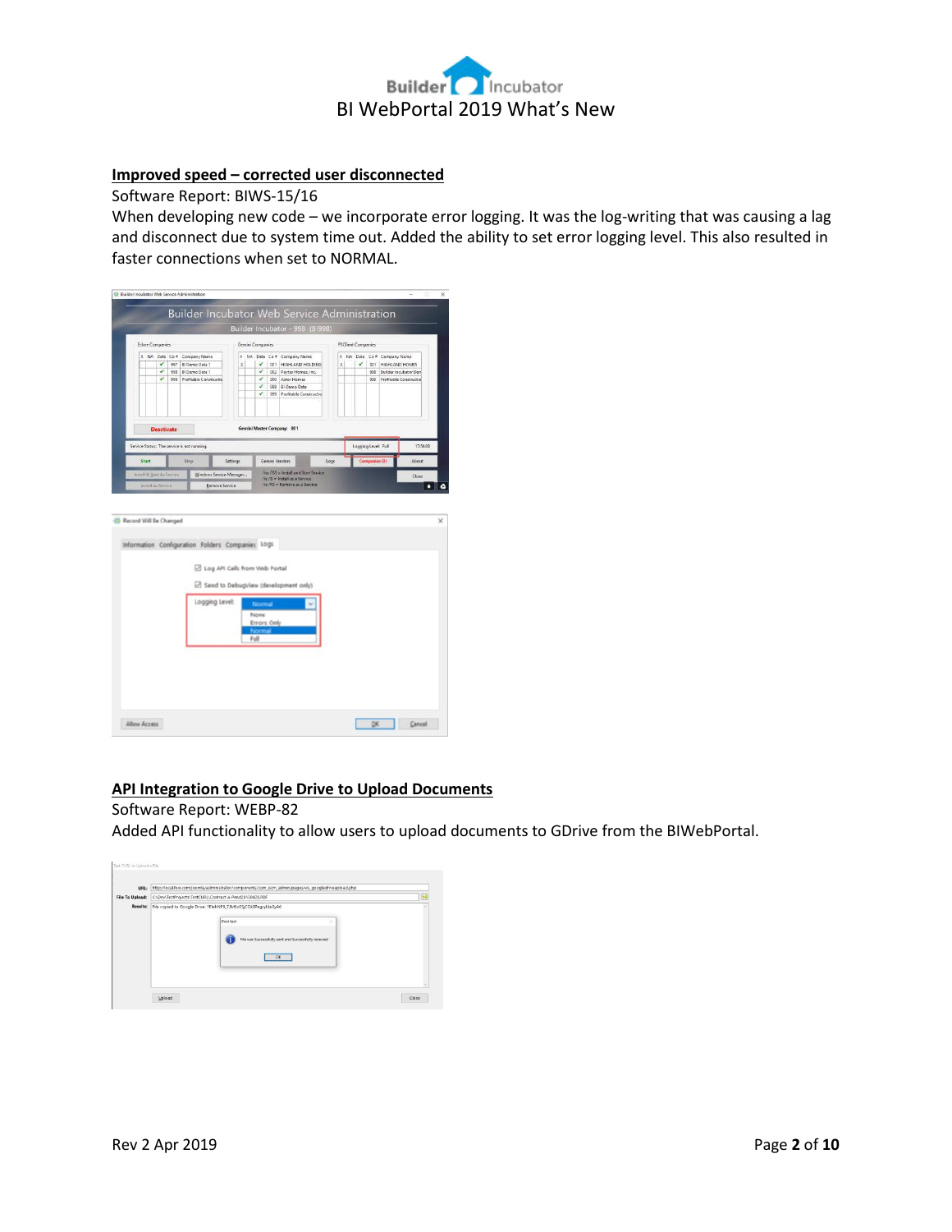## Improved speed – corrected user disconnected

Software Report: BIWS-15/16

When developing new code – we incorporate error logging. It was the log-writing that was causing a lag and disconnect due to system time out. Added the ability to set error logging level. This also resulted in faster connections when set to NORMAL.

## API Integration to Google Drive to Upload Documents

Software Report: WEBP-82

Added API functionality to allow users to upload documents to GDrive from the BIWebPortal.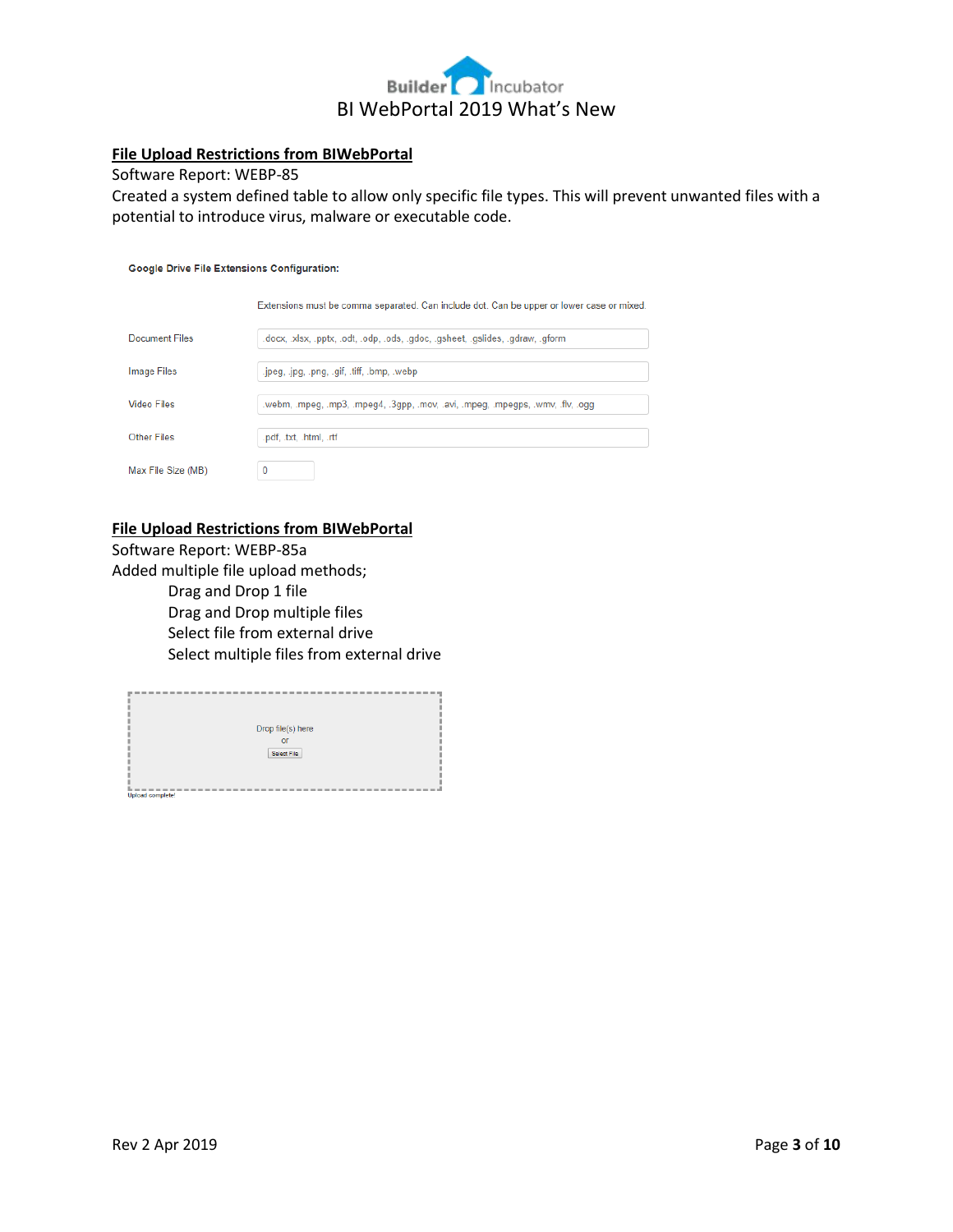## File Upload Restrictions from BIWebPortal

Software Report: WEBP-85

Created a system defined table to allow only specific file types. This will prevent unwanted files with a potential to introduce virus, malware or executable code.

**Google Drive File Extensions Configuration:**

| | Extensions must be comma separated. Can include dot. Can be upper or lower case or mixed. |
|---|---|
| Document Files | .docx, .xlsx, .pptx, .odt, .odp, .ods, .gdoc, .gsheet, .gslides, .gdraw, .gform |
| Image Files | .jpeg, .jpg, .png, .gif, .tiff, .bmp, .webp |
| Video Files | .webm, .mpeg, .mp3, .mpeg4, .3gpp, .mov, .avi, .mpeg, .mpegps, .wmv, .flv, .ogg |
| Other Files | .pdf, .txt, .html, .rtf |
| Max File Size (MB) | 0 |

## File Upload Restrictions from BIWebPortal

Software Report: WEBP-85a

Added multiple file upload methods;

- Drag and Drop 1 file
- Drag and Drop multiple files
- Select file from external drive
- Select multiple files from external drive

Drop file(s) here
or
Select File

Upload complete!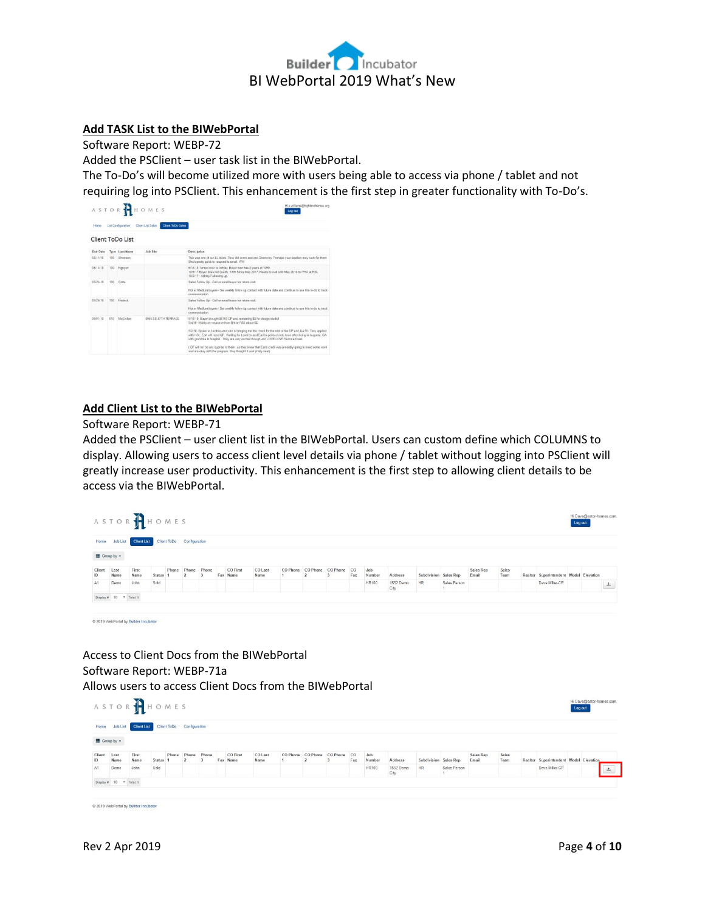## Add TASK List to the BIWebPortal

Software Report: WEBP-72

Added the PSClient – user task list in the BIWebPortal.

The To-Do's will become utilized more with users being able to access via phone / tablet and not requiring log into PSClient. This enhancement is the first step in greater functionality with To-Do's.

## Add Client List to the BIWebPortal

Software Report: WEBP-71

Added the PSClient – user client list in the BIWebPortal. Users can custom define which COLUMNS to display. Allowing users to access client level details via phone / tablet without logging into PSClient will greatly increase user productivity. This enhancement is the first step to allowing client details to be access via the BIWebPortal.

Access to Client Docs from the BIWebPortal

Software Report: WEBP-71a

Allows users to access Client Docs from the BIWebPortal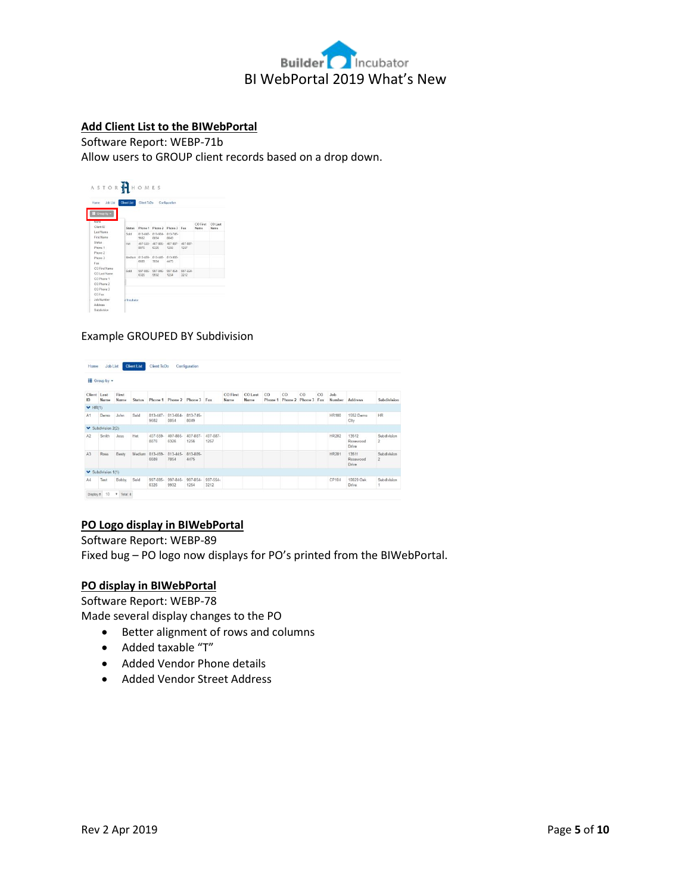## Add Client List to the BIWebPortal

Software Report: WEBP-71b

Allow users to GROUP client records based on a drop down.

Example GROUPED BY Subdivision

## PO Logo display in BIWebPortal

Software Report: WEBP-89

Fixed bug – PO logo now displays for PO's printed from the BIWebPortal.

## PO display in BIWebPortal

Software Report: WEBP-78

Made several display changes to the PO

- Better alignment of rows and columns
- Added taxable "T"
- Added Vendor Phone details
- Added Vendor Street Address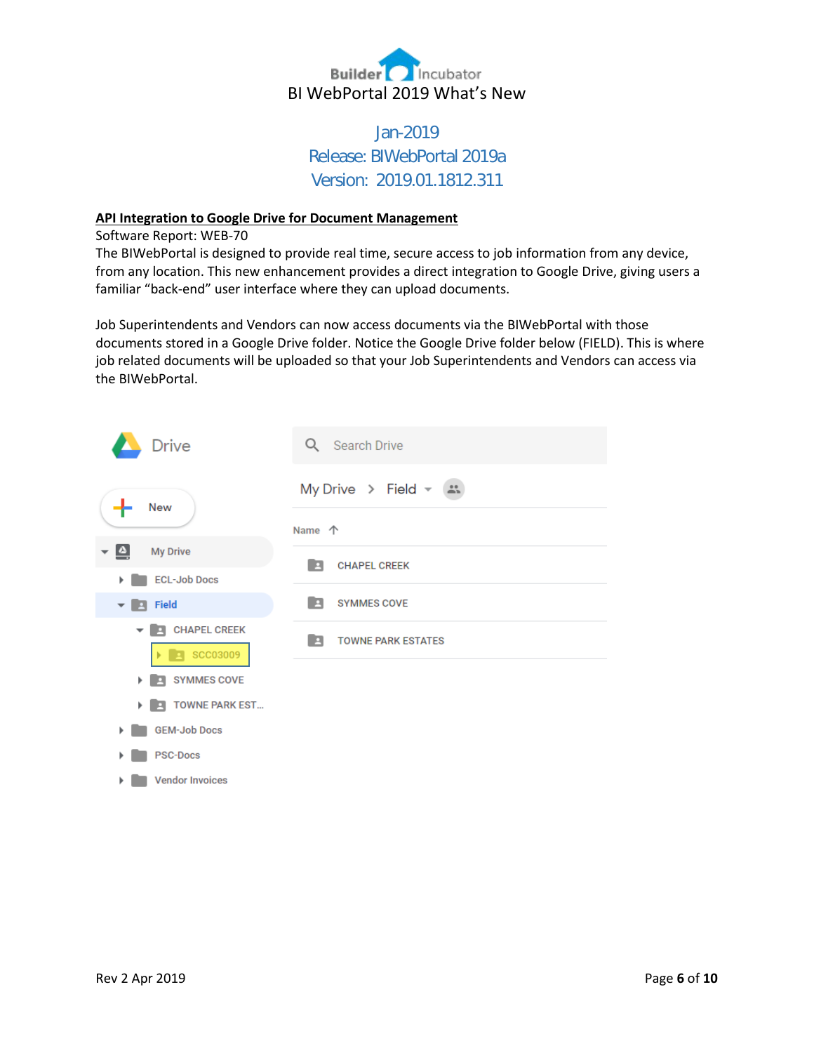BI WebPortal 2019 What's New

Jan-2019

Release: BIWebPortal 2019a

Version: 2019.01.1812.311

**API Integration to Google Drive for Document Management**

Software Report: WEB-70

The BIWebPortal is designed to provide real time, secure access to job information from any device, from any location. This new enhancement provides a direct integration to Google Drive, giving users a familiar "back-end" user interface where they can upload documents.

Job Superintendents and Vendors can now access documents via the BIWebPortal with those documents stored in a Google Drive folder. Notice the Google Drive folder below (FIELD). This is where job related documents will be uploaded so that your Job Superintendents and Vendors can access via the BIWebPortal.

Rev 2 Apr 2019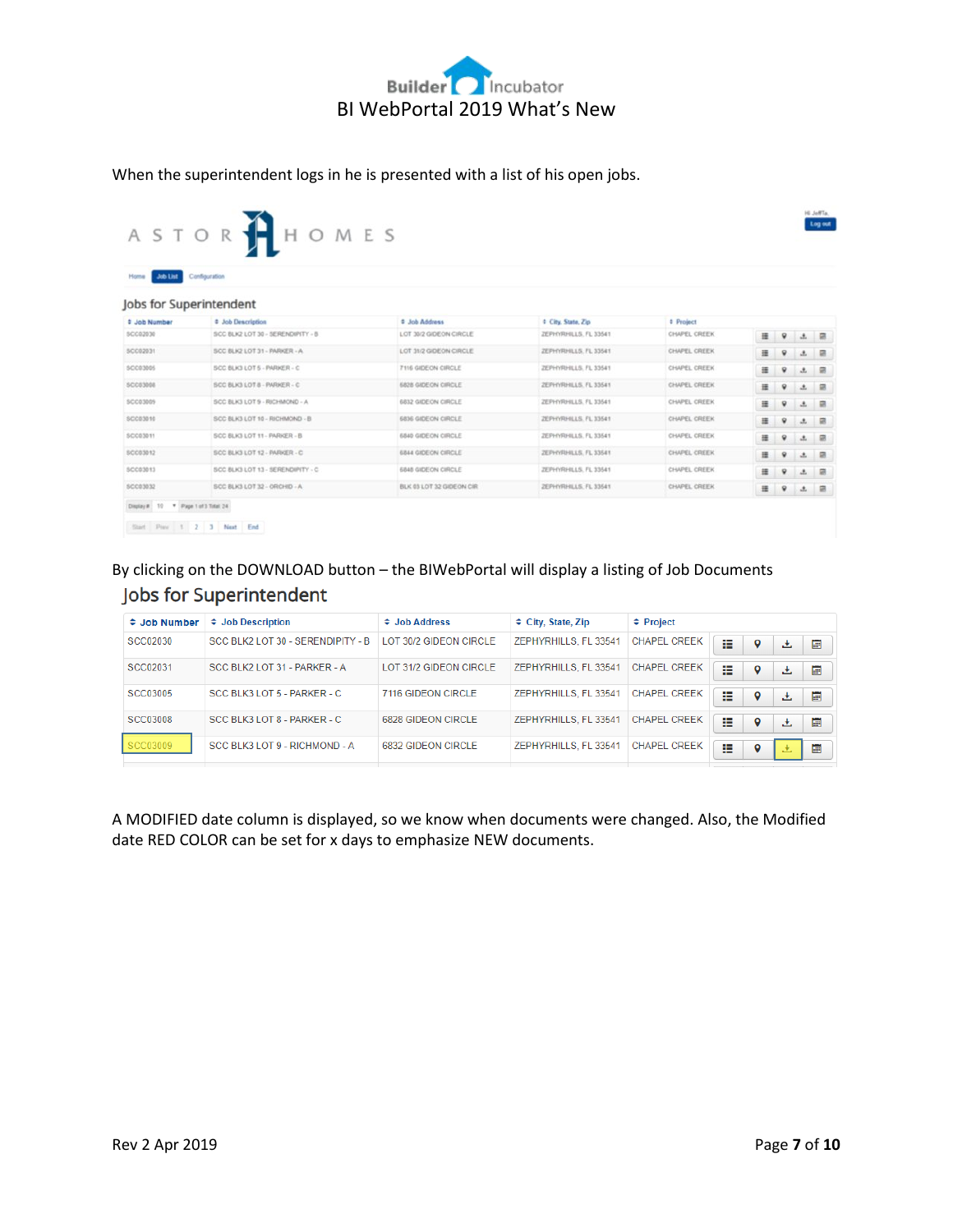When the superintendent logs in he is presented with a list of his open jobs.

ASTOR HOMES

Home | Job List | Configuration

## Jobs for Superintendent

| Job Number | Job Description | Job Address | City, State, Zip | Project |
|---|---|---|---|---|
| SCC02030 | SCC BLK2 LOT 30 - SERENDIPITY - B | LOT 30/2 GIDEON CIRCLE | ZEPHYRHILLS, FL 33541 | CHAPEL CREEK |
| SCC02031 | SCC BLK2 LOT 31 - PARKER - A | LOT 31/2 GIDEON CIRCLE | ZEPHYRHILLS, FL 33541 | CHAPEL CREEK |
| SCC03005 | SCC BLK3 LOT 5 - PARKER - C | 7116 GIDEON CIRCLE | ZEPHYRHILLS, FL 33541 | CHAPEL CREEK |
| SCC03008 | SCC BLK3 LOT 8 - PARKER - C | 6828 GIDEON CIRCLE | ZEPHYRHILLS, FL 33541 | CHAPEL CREEK |
| SCC03009 | SCC BLK3 LOT 9 - RICHMOND - A | 6832 GIDEON CIRCLE | ZEPHYRHILLS, FL 33541 | CHAPEL CREEK |
| SCC03010 | SCC BLK3 LOT 10 - RICHMOND - B | 6836 GIDEON CIRCLE | ZEPHYRHILLS, FL 33541 | CHAPEL CREEK |
| SCC03011 | SCC BLK3 LOT 11 - PARKER - B | 6840 GIDEON CIRCLE | ZEPHYRHILLS, FL 33541 | CHAPEL CREEK |
| SCC03012 | SCC BLK3 LOT 12 - PARKER - C | 6844 GIDEON CIRCLE | ZEPHYRHILLS, FL 33541 | CHAPEL CREEK |
| SCC03013 | SCC BLK3 LOT 13 - SERENDIPITY - C | 6848 GIDEON CIRCLE | ZEPHYRHILLS, FL 33541 | CHAPEL CREEK |
| SCC03032 | SCC BLK3 LOT 32 - ORCHID - A | BLK 03 LOT 32 GIDEON CIR | ZEPHYRHILLS, FL 33541 | CHAPEL CREEK |

Display # 10 Page 1 of 3 Total 24

Start Prev 1 2 3 Next End

By clicking on the DOWNLOAD button – the BIWebPortal will display a listing of Job Documents

## Jobs for Superintendent

| Job Number | Job Description | Job Address | City, State, Zip | Project |
|---|---|---|---|---|
| SCC02030 | SCC BLK2 LOT 30 - SERENDIPITY - B | LOT 30/2 GIDEON CIRCLE | ZEPHYRHILLS, FL 33541 | CHAPEL CREEK |
| SCC02031 | SCC BLK2 LOT 31 - PARKER - A | LOT 31/2 GIDEON CIRCLE | ZEPHYRHILLS, FL 33541 | CHAPEL CREEK |
| SCC03005 | SCC BLK3 LOT 5 - PARKER - C | 7116 GIDEON CIRCLE | ZEPHYRHILLS, FL 33541 | CHAPEL CREEK |
| SCC03008 | SCC BLK3 LOT 8 - PARKER - C | 6828 GIDEON CIRCLE | ZEPHYRHILLS, FL 33541 | CHAPEL CREEK |
| SCC03009 | SCC BLK3 LOT 9 - RICHMOND - A | 6832 GIDEON CIRCLE | ZEPHYRHILLS, FL 33541 | CHAPEL CREEK |

A MODIFIED date column is displayed, so we know when documents were changed. Also, the Modified date RED COLOR can be set for x days to emphasize NEW documents.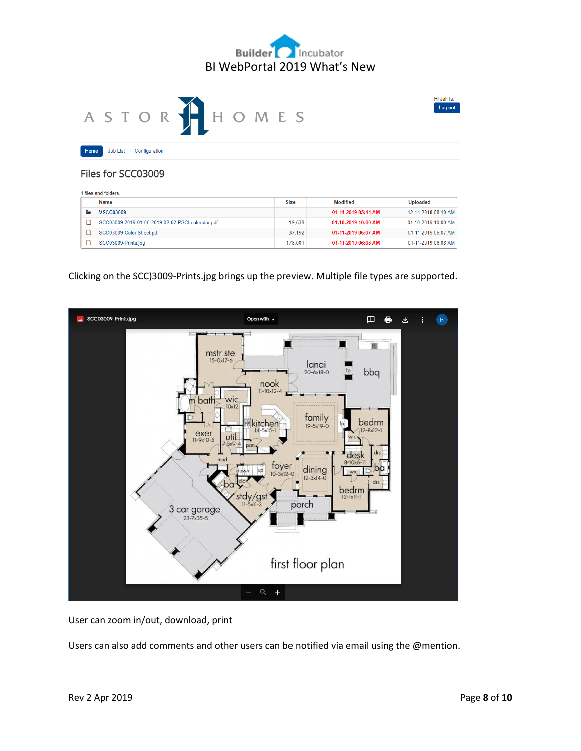Files for SCC03009

4 files and folders

| | Name | Size | Modified | Uploaded |
|---|---|---|---|---|
| | VSCC03009 | | 01-11-2019 05:44 AM | 12-14-2018 08:10 AM |
| | SCC03009-2019-01-06-2019-02-02-PSCI-calendar.pdf | 19,538 | 01-10-2019 10:00 AM | 01-10-2019 10:00 AM |
| | SCC03009-Color Sheet.pdf | 37,192 | 01-11-2019 06:07 AM | 01-11-2019 06:07 AM |
| | SCC03009-Prints.jpg | 178,001 | 01-11-2019 06:08 AM | 01-11-2019 06:08 AM |

Clicking on the SCC)3009-Prints.jpg brings up the preview. Multiple file types are supported.

User can zoom in/out, download, print

Users can also add comments and other users can be notified via email using the @mention.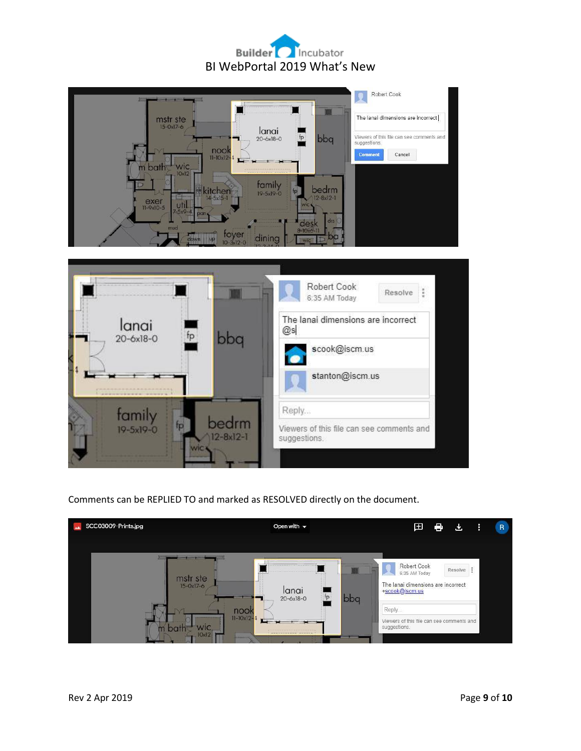Comments can be REPLIED TO and marked as RESOLVED directly on the document.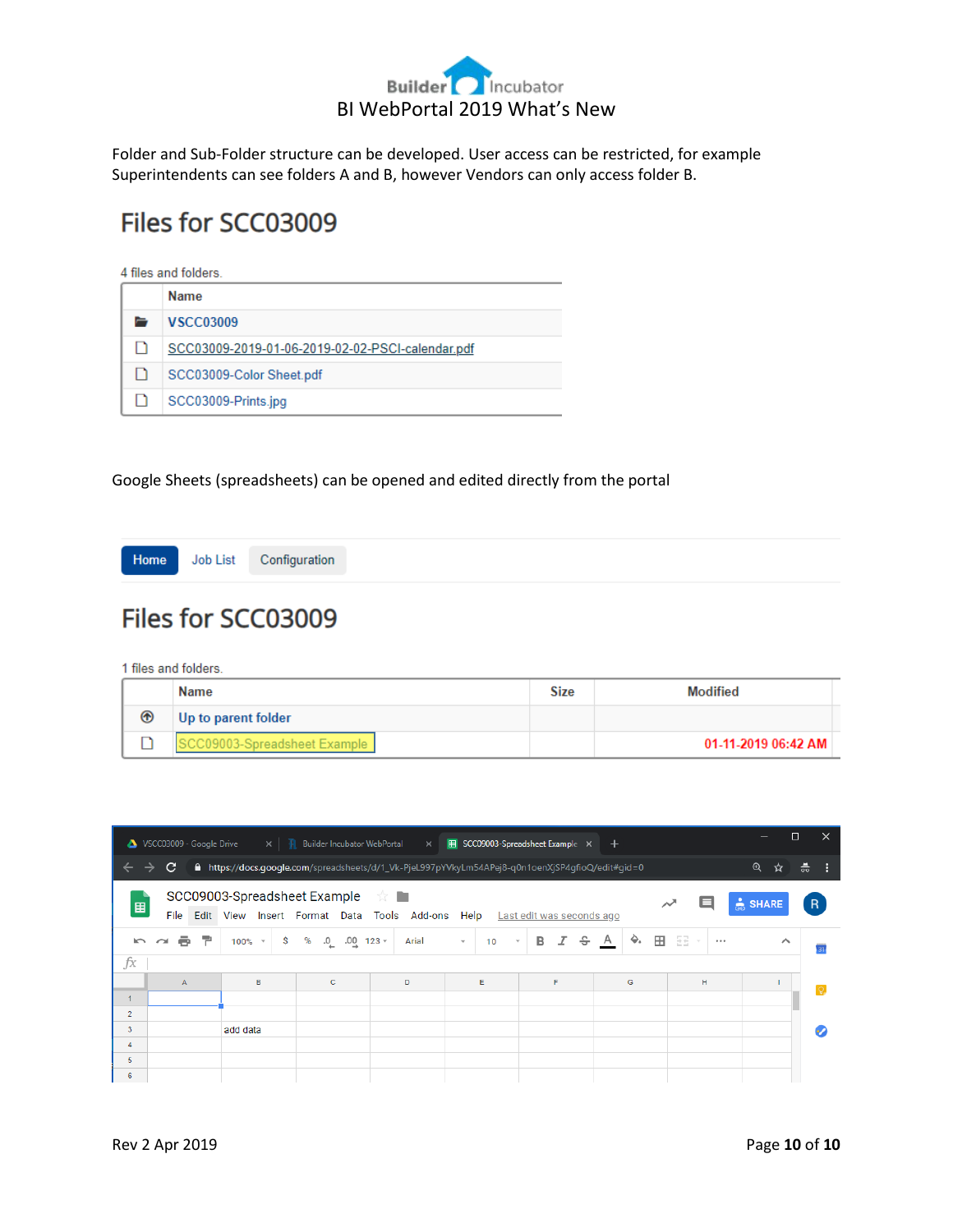Folder and Sub-Folder structure can be developed. User access can be restricted, for example Superintendents can see folders A and B, however Vendors can only access folder B.

## Files for SCC03009

4 files and folders.

| | Name |
|---|---|
| | VSCC03009 |
| | SCC03009-2019-01-06-2019-02-02-PSCI-calendar.pdf |
| | SCC03009-Color Sheet.pdf |
| | SCC03009-Prints.jpg |

Google Sheets (spreadsheets) can be opened and edited directly from the portal

Home Job List Configuration

## Files for SCC03009

1 files and folders.

| | Name | Size | Modified |
|---|---|---|---|
| | Up to parent folder | | |
| | SCC09003-Spreadsheet Example | | 01-11-2019 06:42 AM |

Rev 2 Apr 2019